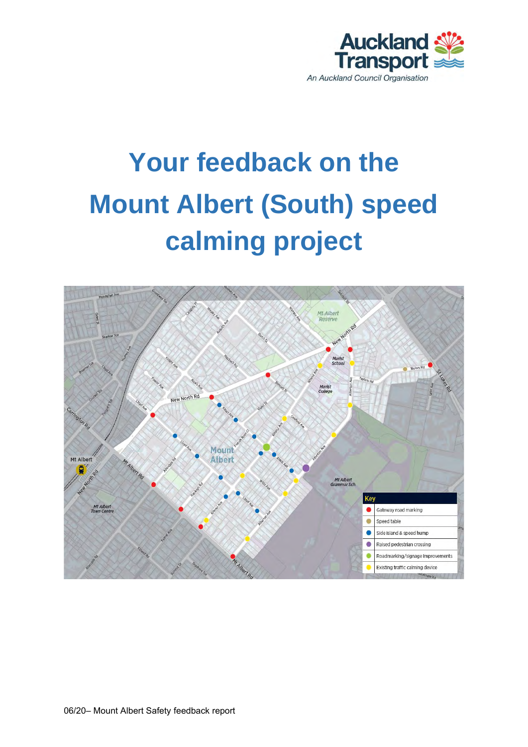Auckland Transport

An Auckland Council Organisation

# Your feedback on the Mount Albert (South) speed calming project

Key

- Gateway road marking
- Speed table
- Side island & speed hump
- Raised pedestrian crossing
- Roadmarking/signage improvements
- Existing traffic calming device

06/20– Mount Albert Safety feedback report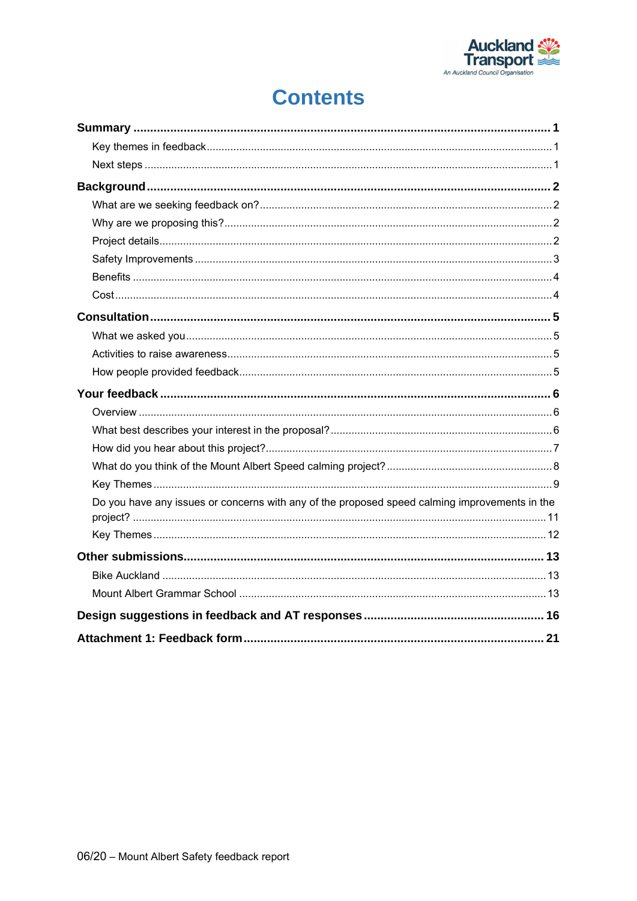# Contents

**Summary** ..... **1**

- Key themes in feedback ..... 1
- Next steps ..... 1

**Background** ..... **2**

- What are we seeking feedback on? ..... 2
- Why are we proposing this? ..... 2
- Project details ..... 2
- Safety Improvements ..... 3
- Benefits ..... 4
- Cost ..... 4

**Consultation** ..... **5**

- What we asked you ..... 5
- Activities to raise awareness ..... 5
- How people provided feedback ..... 5

**Your feedback** ..... **6**

- Overview ..... 6
- What best describes your interest in the proposal? ..... 6
- How did you hear about this project? ..... 7
- What do you think of the Mount Albert Speed calming project? ..... 8
- Key Themes ..... 9
- Do you have any issues or concerns with any of the proposed speed calming improvements in the project? ..... 11
- Key Themes ..... 12

**Other submissions** ..... **13**

- Bike Auckland ..... 13
- Mount Albert Grammar School ..... 13

**Design suggestions in feedback and AT responses** ..... **16**

**Attachment 1: Feedback form** ..... **21**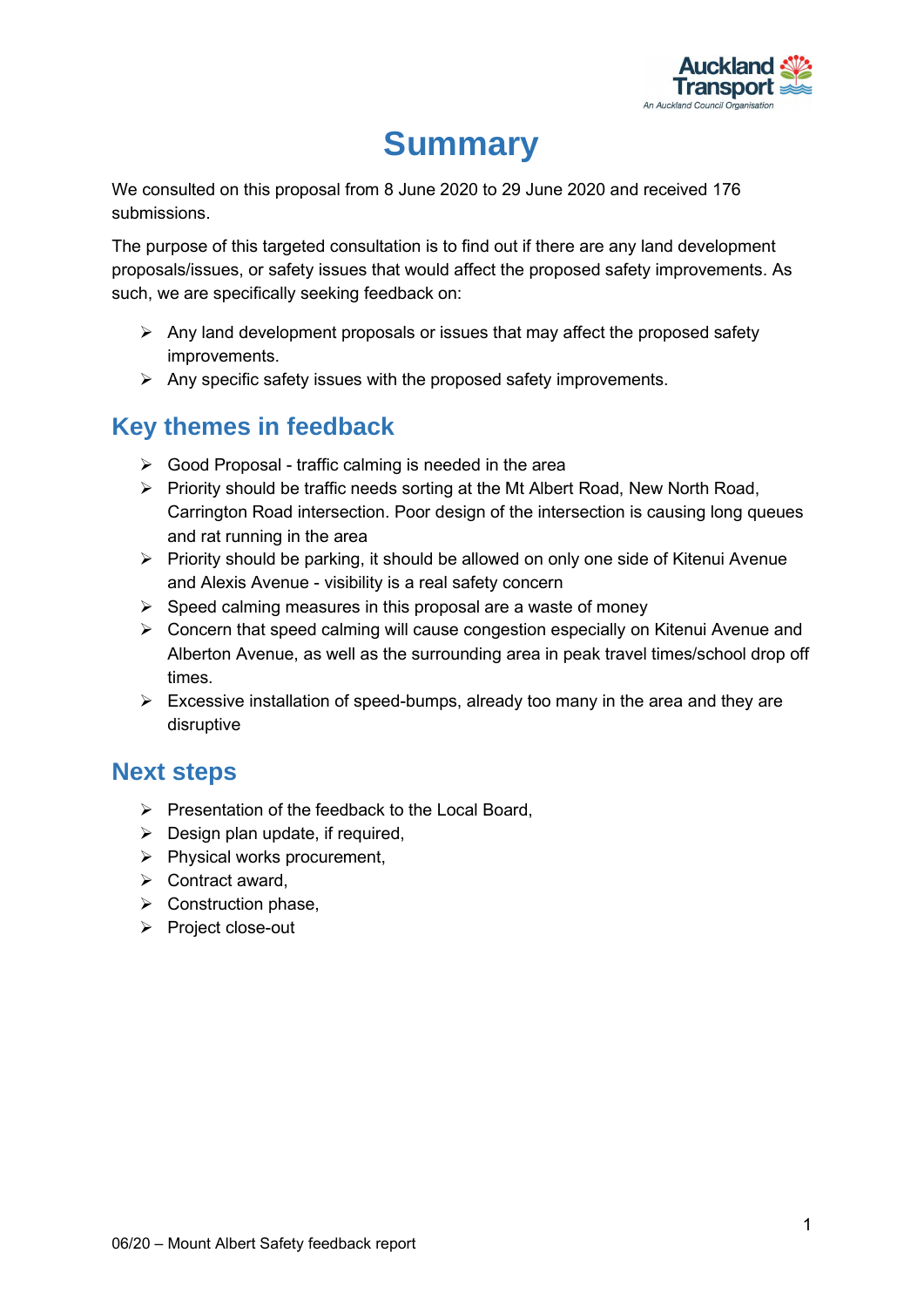# Summary

We consulted on this proposal from 8 June 2020 to 29 June 2020 and received 176 submissions.

The purpose of this targeted consultation is to find out if there are any land development proposals/issues, or safety issues that would affect the proposed safety improvements. As such, we are specifically seeking feedback on:

- Any land development proposals or issues that may affect the proposed safety improvements.
- Any specific safety issues with the proposed safety improvements.

## Key themes in feedback

- Good Proposal - traffic calming is needed in the area
- Priority should be traffic needs sorting at the Mt Albert Road, New North Road, Carrington Road intersection. Poor design of the intersection is causing long queues and rat running in the area
- Priority should be parking, it should be allowed on only one side of Kitenui Avenue and Alexis Avenue - visibility is a real safety concern
- Speed calming measures in this proposal are a waste of money
- Concern that speed calming will cause congestion especially on Kitenui Avenue and Alberton Avenue, as well as the surrounding area in peak travel times/school drop off times.
- Excessive installation of speed-bumps, already too many in the area and they are disruptive

## Next steps

- Presentation of the feedback to the Local Board,
- Design plan update, if required,
- Physical works procurement,
- Contract award,
- Construction phase,
- Project close-out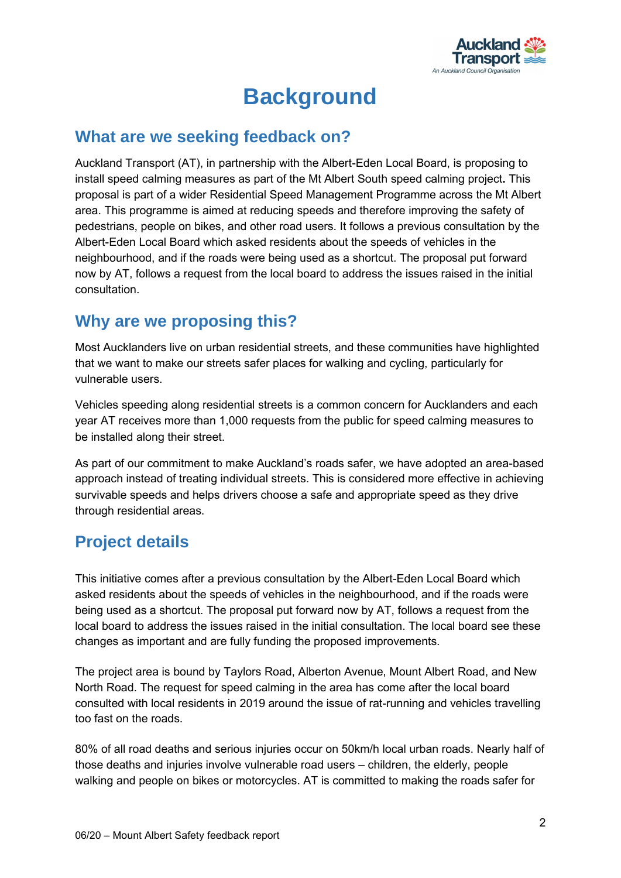# Background

## What are we seeking feedback on?

Auckland Transport (AT), in partnership with the Albert-Eden Local Board, is proposing to install speed calming measures as part of the Mt Albert South speed calming project**.** This proposal is part of a wider Residential Speed Management Programme across the Mt Albert area. This programme is aimed at reducing speeds and therefore improving the safety of pedestrians, people on bikes, and other road users. It follows a previous consultation by the Albert-Eden Local Board which asked residents about the speeds of vehicles in the neighbourhood, and if the roads were being used as a shortcut. The proposal put forward now by AT, follows a request from the local board to address the issues raised in the initial consultation.

## Why are we proposing this?

Most Aucklanders live on urban residential streets, and these communities have highlighted that we want to make our streets safer places for walking and cycling, particularly for vulnerable users.

Vehicles speeding along residential streets is a common concern for Aucklanders and each year AT receives more than 1,000 requests from the public for speed calming measures to be installed along their street.

As part of our commitment to make Auckland's roads safer, we have adopted an area-based approach instead of treating individual streets. This is considered more effective in achieving survivable speeds and helps drivers choose a safe and appropriate speed as they drive through residential areas.

## Project details

This initiative comes after a previous consultation by the Albert-Eden Local Board which asked residents about the speeds of vehicles in the neighbourhood, and if the roads were being used as a shortcut. The proposal put forward now by AT, follows a request from the local board to address the issues raised in the initial consultation. The local board see these changes as important and are fully funding the proposed improvements.

The project area is bound by Taylors Road, Alberton Avenue, Mount Albert Road, and New North Road. The request for speed calming in the area has come after the local board consulted with local residents in 2019 around the issue of rat-running and vehicles travelling too fast on the roads.

80% of all road deaths and serious injuries occur on 50km/h local urban roads. Nearly half of those deaths and injuries involve vulnerable road users – children, the elderly, people walking and people on bikes or motorcycles. AT is committed to making the roads safer for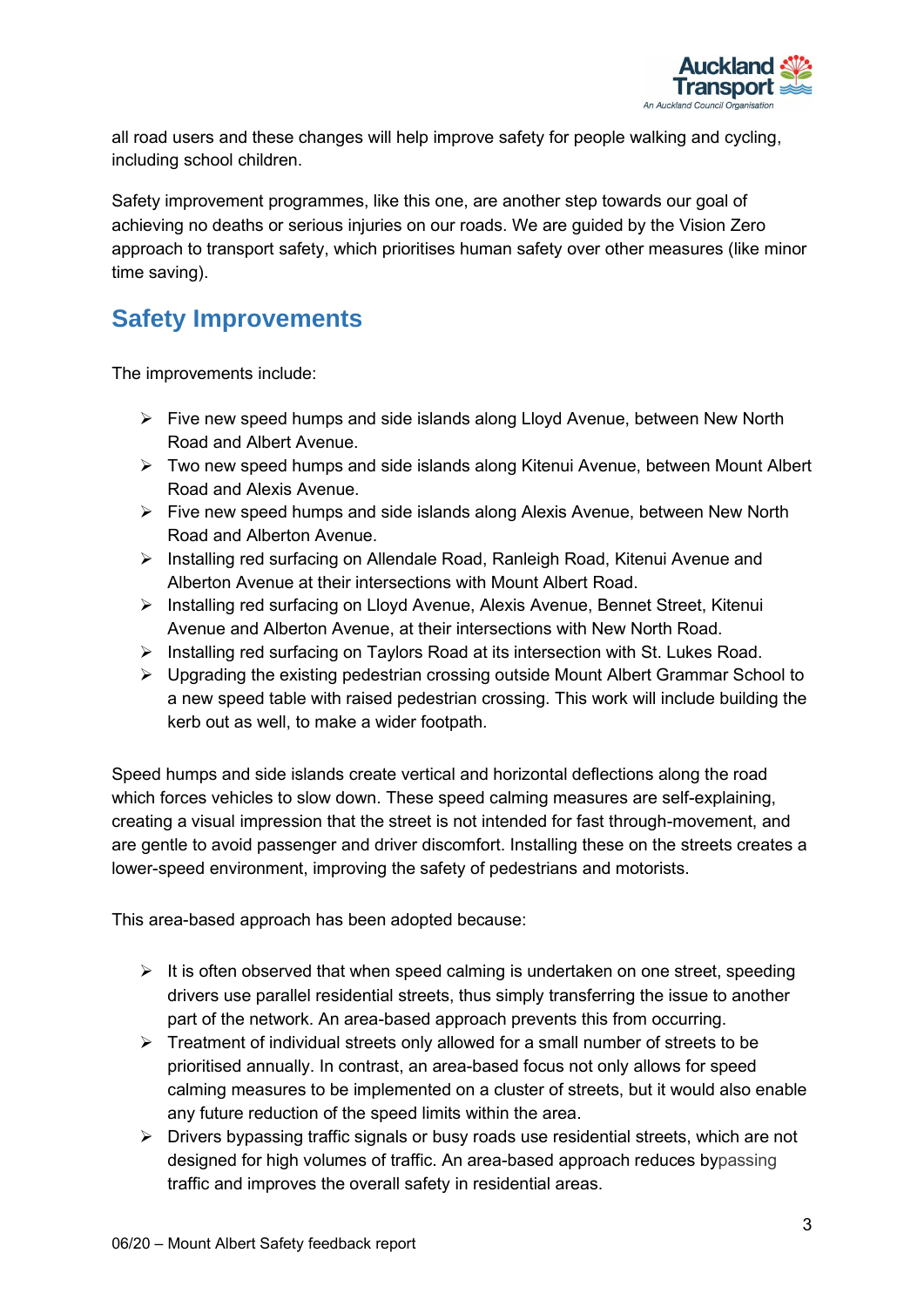all road users and these changes will help improve safety for people walking and cycling, including school children.

Safety improvement programmes, like this one, are another step towards our goal of achieving no deaths or serious injuries on our roads. We are guided by the Vision Zero approach to transport safety, which prioritises human safety over other measures (like minor time saving).

## Safety Improvements

The improvements include:

- Five new speed humps and side islands along Lloyd Avenue, between New North Road and Albert Avenue.
- Two new speed humps and side islands along Kitenui Avenue, between Mount Albert Road and Alexis Avenue.
- Five new speed humps and side islands along Alexis Avenue, between New North Road and Alberton Avenue.
- Installing red surfacing on Allendale Road, Ranleigh Road, Kitenui Avenue and Alberton Avenue at their intersections with Mount Albert Road.
- Installing red surfacing on Lloyd Avenue, Alexis Avenue, Bennet Street, Kitenui Avenue and Alberton Avenue, at their intersections with New North Road.
- Installing red surfacing on Taylors Road at its intersection with St. Lukes Road.
- Upgrading the existing pedestrian crossing outside Mount Albert Grammar School to a new speed table with raised pedestrian crossing. This work will include building the kerb out as well, to make a wider footpath.

Speed humps and side islands create vertical and horizontal deflections along the road which forces vehicles to slow down. These speed calming measures are self-explaining, creating a visual impression that the street is not intended for fast through-movement, and are gentle to avoid passenger and driver discomfort. Installing these on the streets creates a lower-speed environment, improving the safety of pedestrians and motorists.

This area-based approach has been adopted because:

- It is often observed that when speed calming is undertaken on one street, speeding drivers use parallel residential streets, thus simply transferring the issue to another part of the network. An area-based approach prevents this from occurring.
- Treatment of individual streets only allowed for a small number of streets to be prioritised annually. In contrast, an area-based focus not only allows for speed calming measures to be implemented on a cluster of streets, but it would also enable any future reduction of the speed limits within the area.
- Drivers bypassing traffic signals or busy roads use residential streets, which are not designed for high volumes of traffic. An area-based approach reduces bypassing traffic and improves the overall safety in residential areas.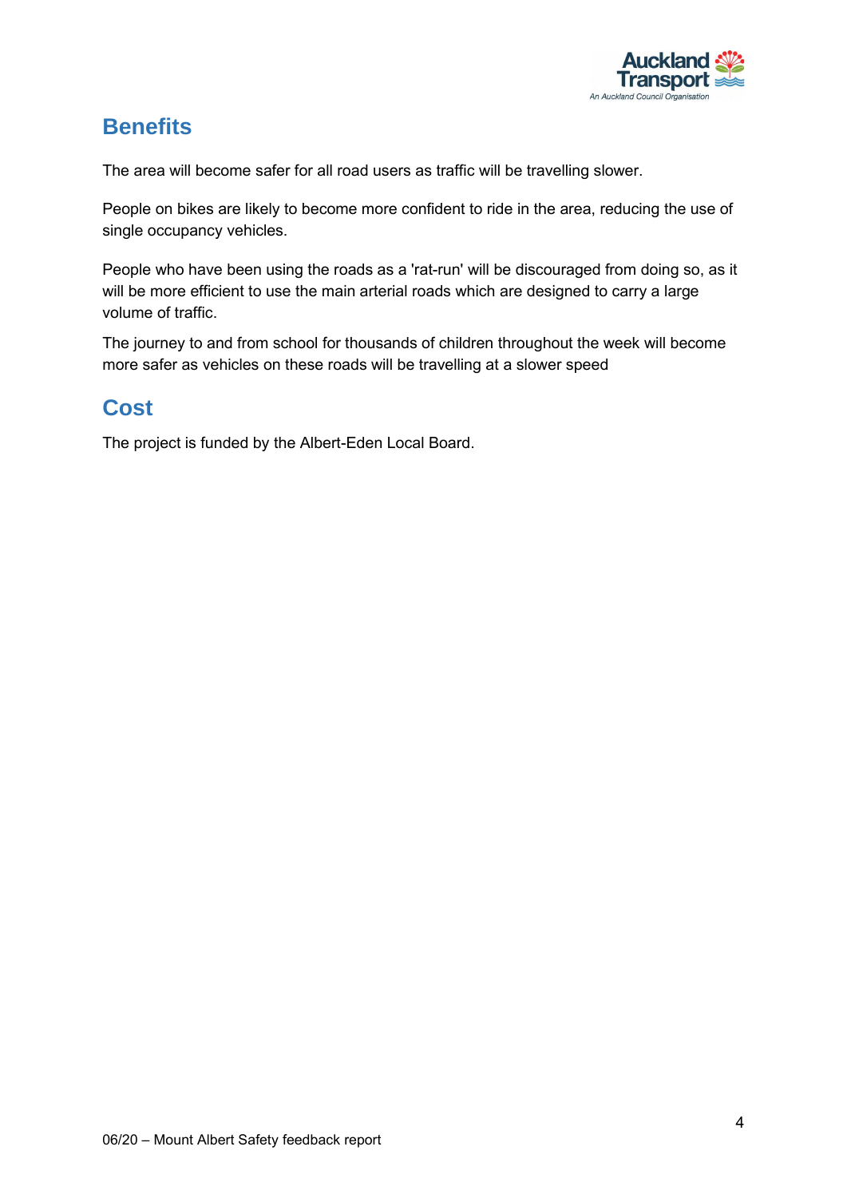## Benefits

The area will become safer for all road users as traffic will be travelling slower.

People on bikes are likely to become more confident to ride in the area, reducing the use of single occupancy vehicles.

People who have been using the roads as a 'rat-run' will be discouraged from doing so, as it will be more efficient to use the main arterial roads which are designed to carry a large volume of traffic.

The journey to and from school for thousands of children throughout the week will become more safer as vehicles on these roads will be travelling at a slower speed

## Cost

The project is funded by the Albert-Eden Local Board.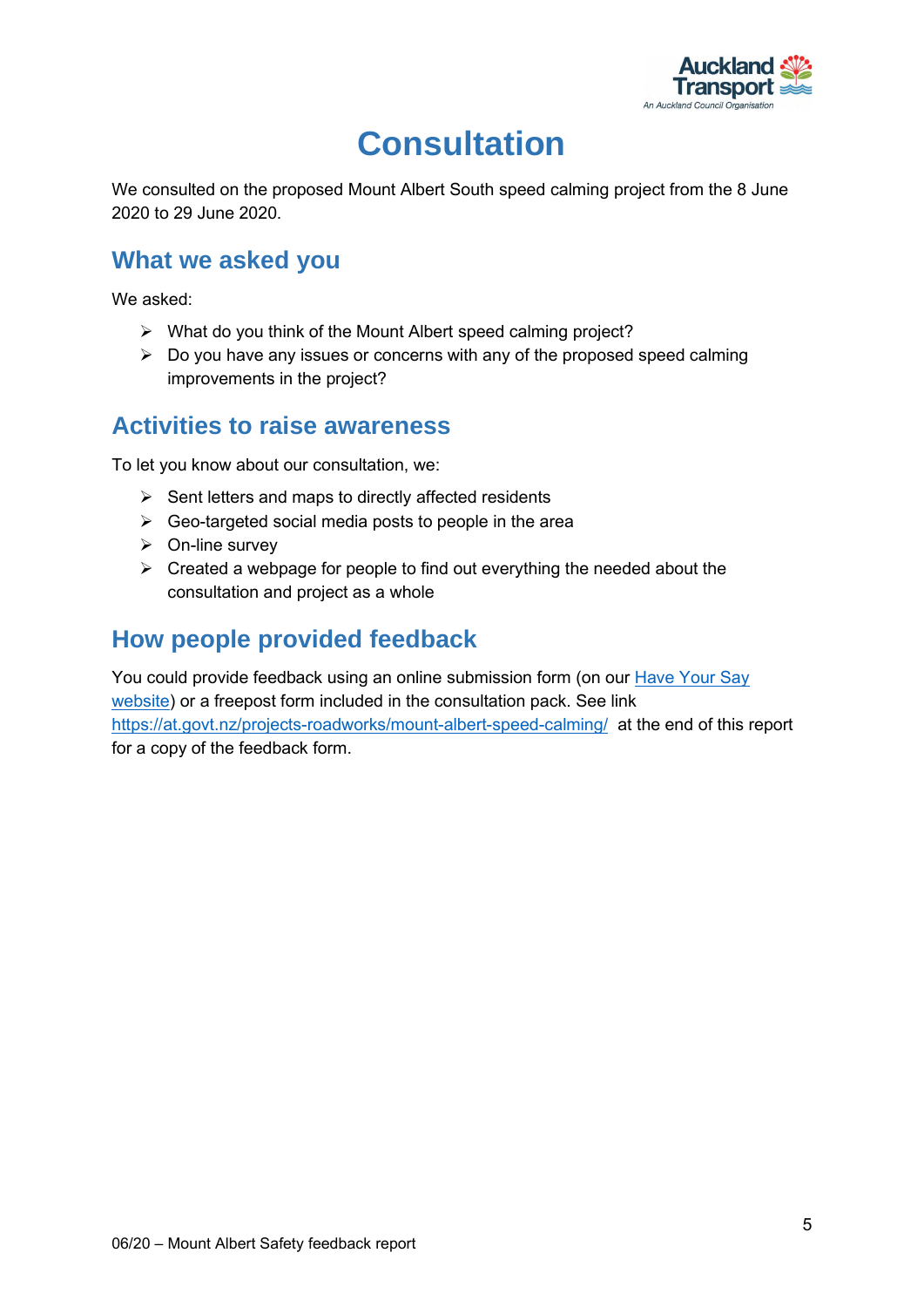# Consultation

We consulted on the proposed Mount Albert South speed calming project from the 8 June 2020 to 29 June 2020.

## What we asked you

We asked:

- What do you think of the Mount Albert speed calming project?
- Do you have any issues or concerns with any of the proposed speed calming improvements in the project?

## Activities to raise awareness

To let you know about our consultation, we:

- Sent letters and maps to directly affected residents
- Geo-targeted social media posts to people in the area
- On-line survey
- Created a webpage for people to find out everything the needed about the consultation and project as a whole

## How people provided feedback

You could provide feedback using an online submission form (on our [Have Your Say website](https://at.govt.nz/projects-roadworks/mount-albert-speed-calming/)) or a freepost form included in the consultation pack. See link [https://at.govt.nz/projects-roadworks/mount-albert-speed-calming/](https://at.govt.nz/projects-roadworks/mount-albert-speed-calming/) at the end of this report for a copy of the feedback form.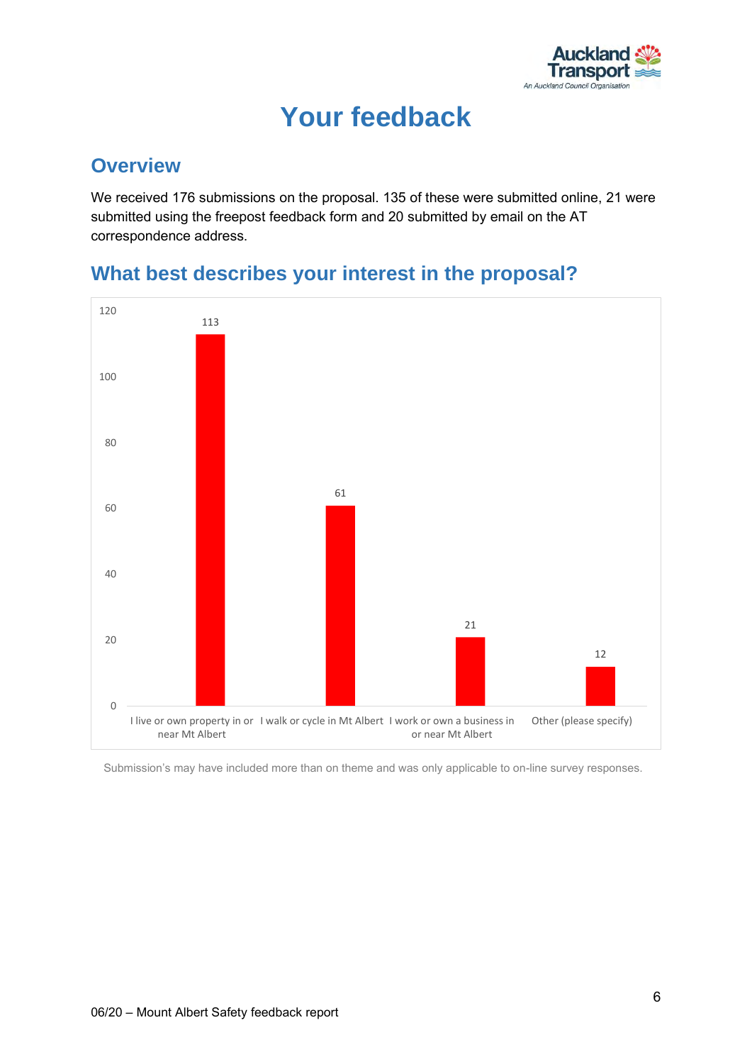# Your feedback

## Overview

We received 176 submissions on the proposal. 135 of these were submitted online, 21 were submitted using the freepost feedback form and 20 submitted by email on the AT correspondence address.

## What best describes your interest in the proposal?

| Interest | Count |
| --- | --- |
| I live or own property in or near Mt Albert | 113 |
| I walk or cycle in Mt Albert | 61 |
| I work or own a business in or near Mt Albert | 21 |
| Other (please specify) | 12 |

Submission's may have included more than on theme and was only applicable to on-line survey responses.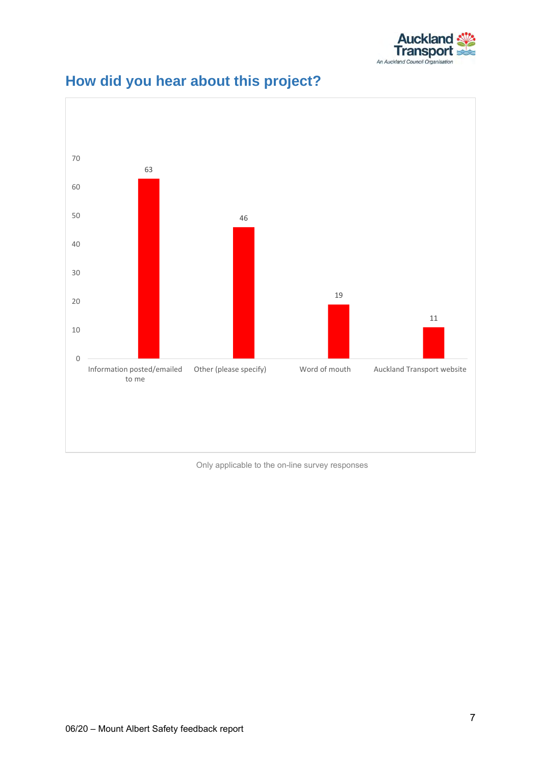## How did you hear about this project?

| Response | Count |
| --- | --- |
| Information posted/emailed to me | 63 |
| Other (please specify) | 46 |
| Word of mouth | 19 |
| Auckland Transport website | 11 |

Only applicable to the on-line survey responses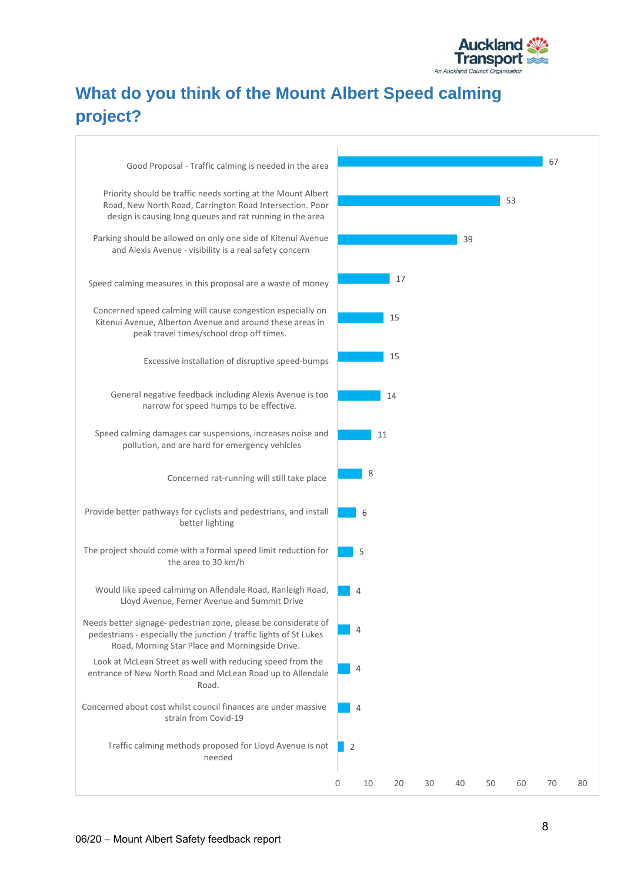# What do you think of the Mount Albert Speed calming project?

| Feedback | Count |
|---|---|
| Good Proposal - Traffic calming is needed in the area | 67 |
| Priority should be traffic needs sorting at the Mount Albert Road, New North Road, Carrington Road Intersection. Poor design is causing long queues and rat running in the area | 53 |
| Parking should be allowed on only one side of Kitenui Avenue and Alexis Avenue - visibility is a real safety concern | 39 |
| Speed calming measures in this proposal are a waste of money | 17 |
| Concerned speed calming will cause congestion especially on Kitenui Avenue, Alberton Avenue and around these areas in peak travel times/school drop off times. | 15 |
| Excessive installation of disruptive speed-bumps | 15 |
| General negative feedback including Alexis Avenue is too narrow for speed humps to be effective. | 14 |
| Speed calming damages car suspensions, increases noise and pollution, and are hard for emergency vehicles | 11 |
| Concerned rat-running will still take place | 8 |
| Provide better pathways for cyclists and pedestrians, and install better lighting | 6 |
| The project should come with a formal speed limit reduction for the area to 30 km/h | 5 |
| Would like speed calmimg on Allendale Road, Ranleigh Road, Lloyd Avenue, Ferner Avenue and Summit Drive | 4 |
| Needs better signage- pedestrian zone, please be considerate of pedestrians - especially the junction / traffic lights of St Lukes Road, Morning Star Place and Morningside Drive. | 4 |
| Look at McLean Street as well with reducing speed from the entrance of New North Road and McLean Road up to Allendale Road. | 4 |
| Concerned about cost whilst council finances are under massive strain from Covid-19 | 4 |
| Traffic calming methods proposed for Lloyd Avenue is not needed | 2 |

06/20 – Mount Albert Safety feedback report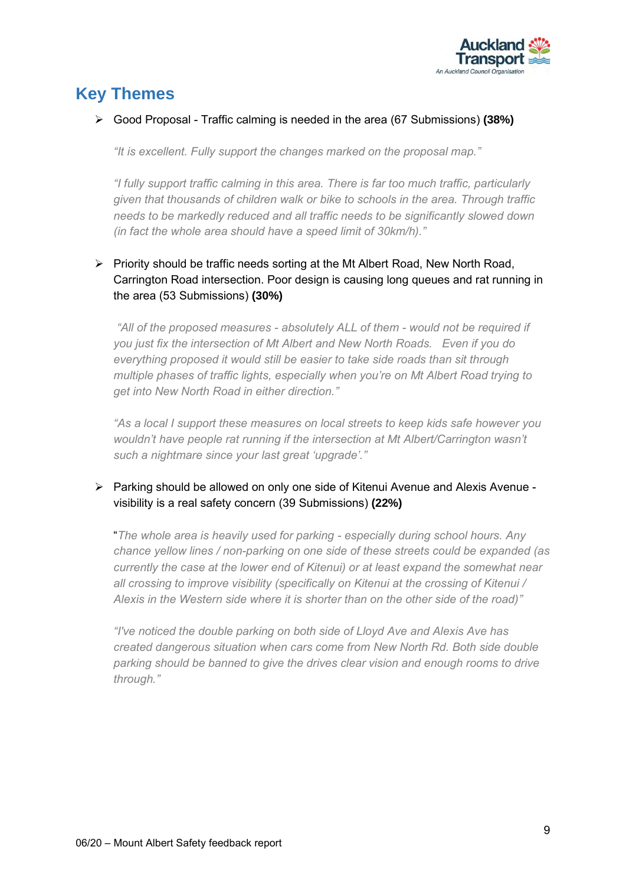## Key Themes

- Good Proposal - Traffic calming is needed in the area (67 Submissions) **(38%)**

  *"It is excellent. Fully support the changes marked on the proposal map."*

  *"I fully support traffic calming in this area. There is far too much traffic, particularly given that thousands of children walk or bike to schools in the area. Through traffic needs to be markedly reduced and all traffic needs to be significantly slowed down (in fact the whole area should have a speed limit of 30km/h)."*

- Priority should be traffic needs sorting at the Mt Albert Road, New North Road, Carrington Road intersection. Poor design is causing long queues and rat running in the area (53 Submissions) **(30%)**

  *"All of the proposed measures - absolutely ALL of them - would not be required if you just fix the intersection of Mt Albert and New North Roads. Even if you do everything proposed it would still be easier to take side roads than sit through multiple phases of traffic lights, especially when you're on Mt Albert Road trying to get into New North Road in either direction."*

  *"As a local I support these measures on local streets to keep kids safe however you wouldn't have people rat running if the intersection at Mt Albert/Carrington wasn't such a nightmare since your last great 'upgrade'."*

- Parking should be allowed on only one side of Kitenui Avenue and Alexis Avenue - visibility is a real safety concern (39 Submissions) **(22%)**

  "*The whole area is heavily used for parking - especially during school hours. Any chance yellow lines / non-parking on one side of these streets could be expanded (as currently the case at the lower end of Kitenui) or at least expand the somewhat near all crossing to improve visibility (specifically on Kitenui at the crossing of Kitenui / Alexis in the Western side where it is shorter than on the other side of the road)"*

  *"I've noticed the double parking on both side of Lloyd Ave and Alexis Ave has created dangerous situation when cars come from New North Rd. Both side double parking should be banned to give the drives clear vision and enough rooms to drive through."*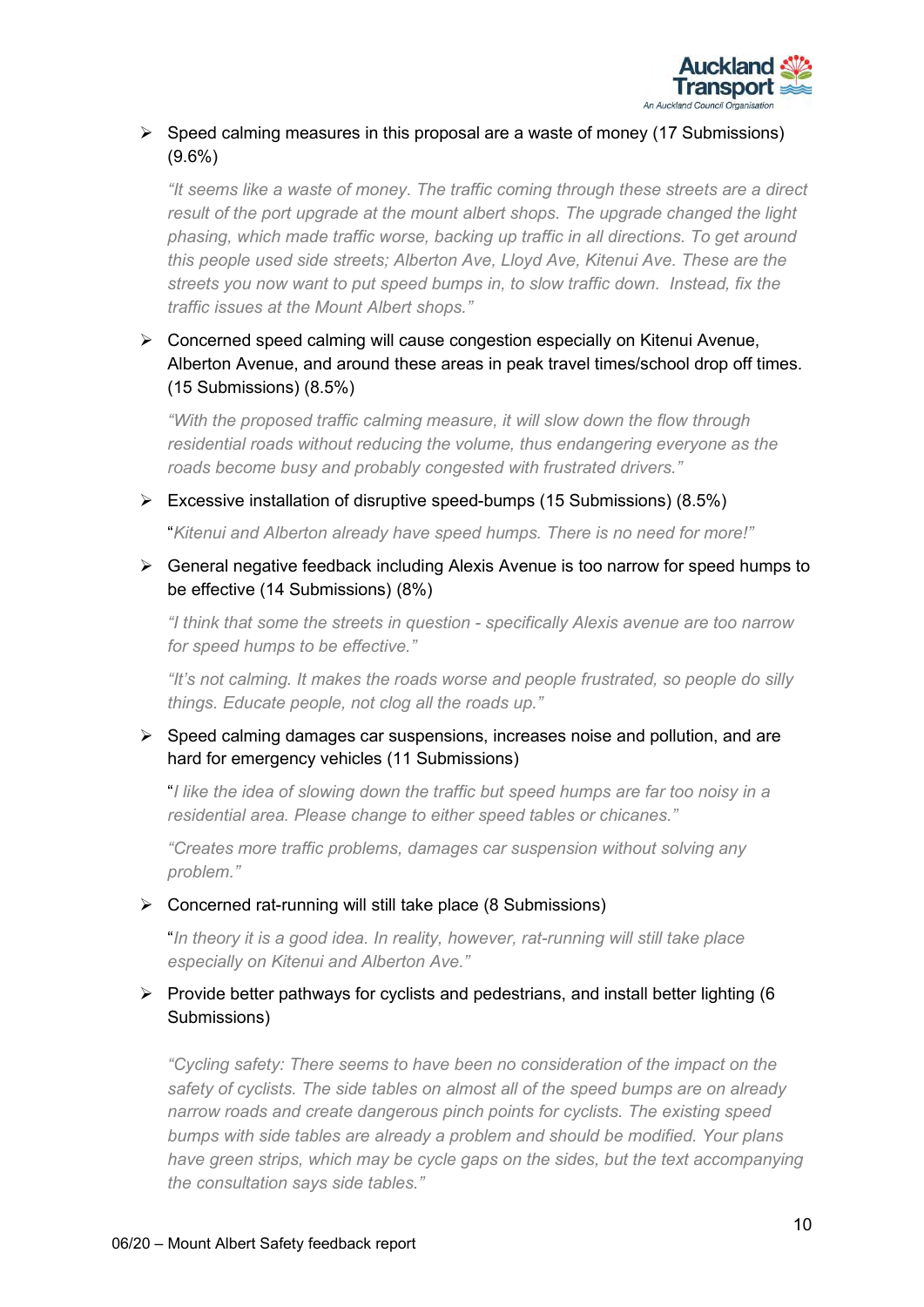- Speed calming measures in this proposal are a waste of money (17 Submissions) (9.6%)

  *"It seems like a waste of money. The traffic coming through these streets are a direct result of the port upgrade at the mount albert shops. The upgrade changed the light phasing, which made traffic worse, backing up traffic in all directions. To get around this people used side streets; Alberton Ave, Lloyd Ave, Kitenui Ave. These are the streets you now want to put speed bumps in, to slow traffic down. Instead, fix the traffic issues at the Mount Albert shops."*

- Concerned speed calming will cause congestion especially on Kitenui Avenue, Alberton Avenue, and around these areas in peak travel times/school drop off times. (15 Submissions) (8.5%)

  *"With the proposed traffic calming measure, it will slow down the flow through residential roads without reducing the volume, thus endangering everyone as the roads become busy and probably congested with frustrated drivers."*

- Excessive installation of disruptive speed-bumps (15 Submissions) (8.5%)

  "*Kitenui and Alberton already have speed humps. There is no need for more!"*

- General negative feedback including Alexis Avenue is too narrow for speed humps to be effective (14 Submissions) (8%)

  *"I think that some the streets in question - specifically Alexis avenue are too narrow for speed humps to be effective."*

  *"It's not calming. It makes the roads worse and people frustrated, so people do silly things. Educate people, not clog all the roads up."*

- Speed calming damages car suspensions, increases noise and pollution, and are hard for emergency vehicles (11 Submissions)

  "*I like the idea of slowing down the traffic but speed humps are far too noisy in a residential area. Please change to either speed tables or chicanes."*

  *"Creates more traffic problems, damages car suspension without solving any problem."*

- Concerned rat-running will still take place (8 Submissions)

  "*In theory it is a good idea. In reality, however, rat-running will still take place especially on Kitenui and Alberton Ave."*

- Provide better pathways for cyclists and pedestrians, and install better lighting (6 Submissions)

  *"Cycling safety: There seems to have been no consideration of the impact on the safety of cyclists. The side tables on almost all of the speed bumps are on already narrow roads and create dangerous pinch points for cyclists. The existing speed bumps with side tables are already a problem and should be modified. Your plans have green strips, which may be cycle gaps on the sides, but the text accompanying the consultation says side tables."*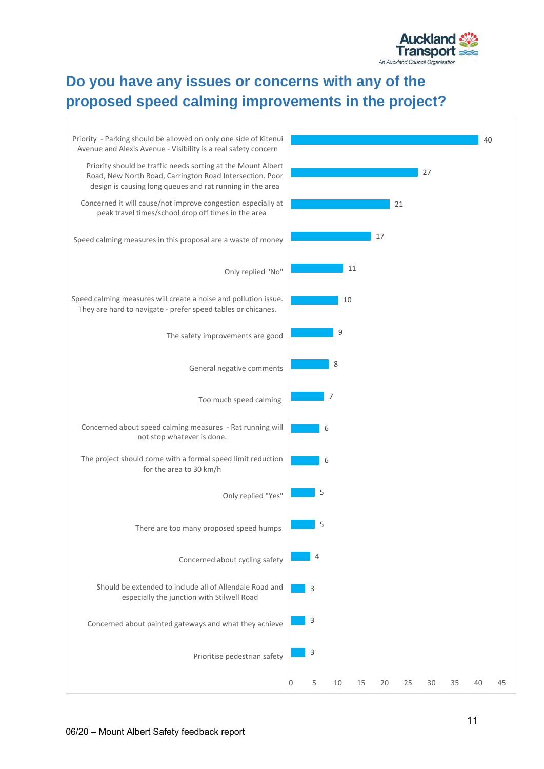# Do you have any issues or concerns with any of the proposed speed calming improvements in the project?

| Response | Count |
| --- | --- |
| Priority - Parking should be allowed on only one side of Kitenui Avenue and Alexis Avenue - Visibility is a real safety concern | 40 |
| Priority should be traffic needs sorting at the Mount Albert Road, New North Road, Carrington Road Intersection. Poor design is causing long queues and rat running in the area | 27 |
| Concerned it will cause/not improve congestion especially at peak travel times/school drop off times in the area | 21 |
| Speed calming measures in this proposal are a waste of money | 17 |
| Only replied "No" | 11 |
| Speed calming measures will create a noise and pollution issue. They are hard to navigate - prefer speed tables or chicanes. | 10 |
| The safety improvements are good | 9 |
| General negative comments | 8 |
| Too much speed calming | 7 |
| Concerned about speed calming measures - Rat running will not stop whatever is done. | 6 |
| The project should come with a formal speed limit reduction for the area to 30 km/h | 6 |
| Only replied "Yes" | 5 |
| There are too many proposed speed humps | 5 |
| Concerned about cycling safety | 4 |
| Should be extended to include all of Allendale Road and especially the junction with Stilwell Road | 3 |
| Concerned about painted gateways and what they achieve | 3 |
| Prioritise pedestrian safety | 3 |

06/20 – Mount Albert Safety feedback report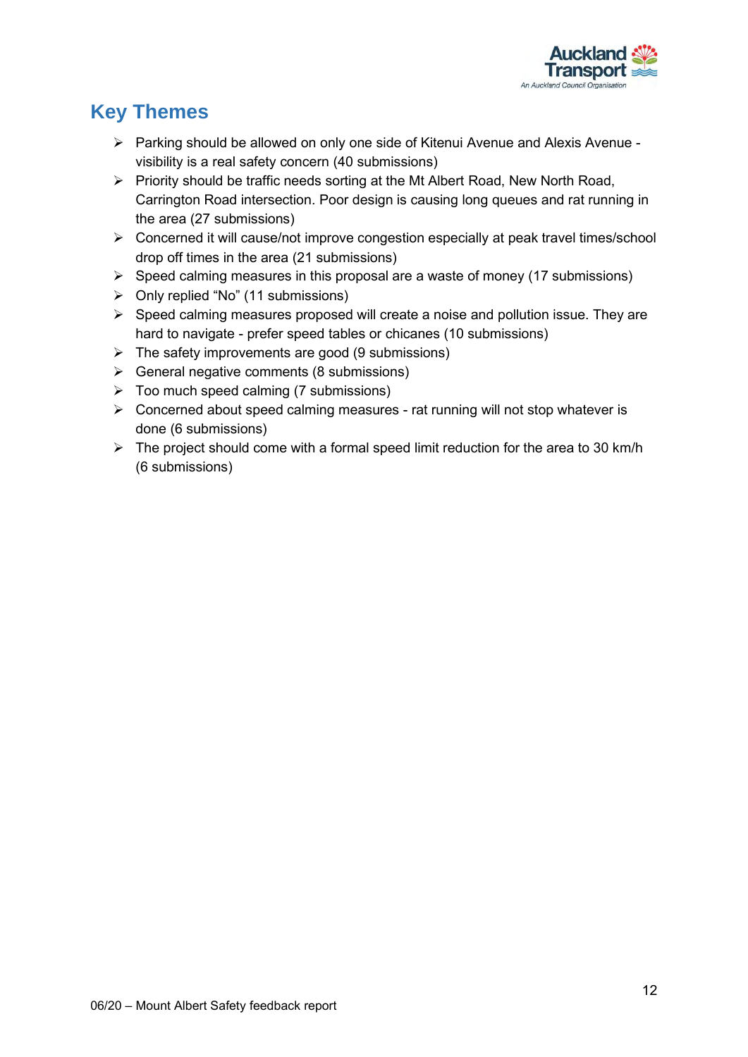## Key Themes

- Parking should be allowed on only one side of Kitenui Avenue and Alexis Avenue - visibility is a real safety concern (40 submissions)
- Priority should be traffic needs sorting at the Mt Albert Road, New North Road, Carrington Road intersection. Poor design is causing long queues and rat running in the area (27 submissions)
- Concerned it will cause/not improve congestion especially at peak travel times/school drop off times in the area (21 submissions)
- Speed calming measures in this proposal are a waste of money (17 submissions)
- Only replied "No" (11 submissions)
- Speed calming measures proposed will create a noise and pollution issue. They are hard to navigate - prefer speed tables or chicanes (10 submissions)
- The safety improvements are good (9 submissions)
- General negative comments (8 submissions)
- Too much speed calming (7 submissions)
- Concerned about speed calming measures - rat running will not stop whatever is done (6 submissions)
- The project should come with a formal speed limit reduction for the area to 30 km/h (6 submissions)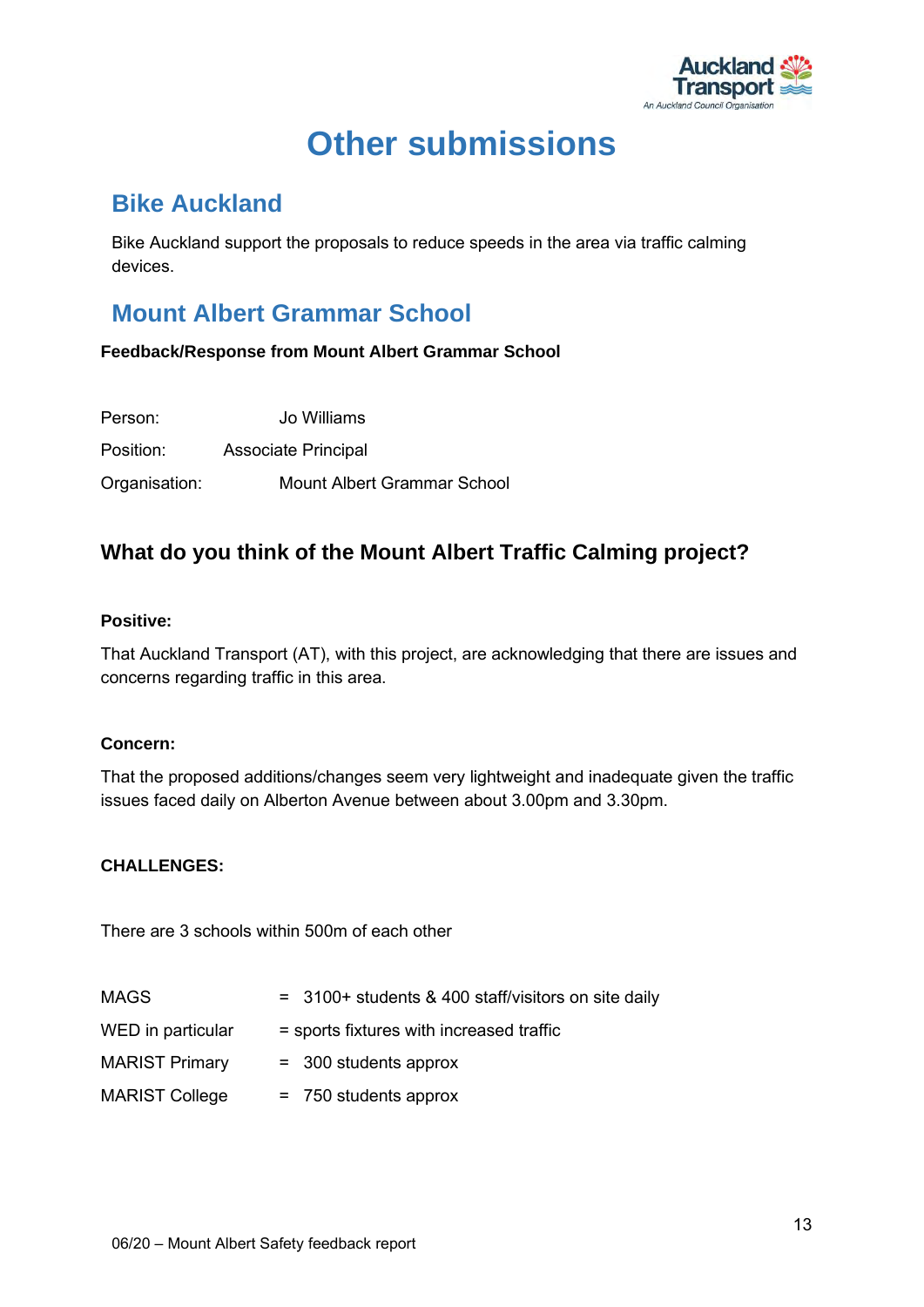# Other submissions

## Bike Auckland

Bike Auckland support the proposals to reduce speeds in the area via traffic calming devices.

## Mount Albert Grammar School

**Feedback/Response from Mount Albert Grammar School**

Person: Jo Williams

Position: Associate Principal

Organisation: Mount Albert Grammar School

### What do you think of the Mount Albert Traffic Calming project?

**Positive:**

That Auckland Transport (AT), with this project, are acknowledging that there are issues and concerns regarding traffic in this area.

**Concern:**

That the proposed additions/changes seem very lightweight and inadequate given the traffic issues faced daily on Alberton Avenue between about 3.00pm and 3.30pm.

**CHALLENGES:**

There are 3 schools within 500m of each other

| | |
|---|---|
| MAGS | = 3100+ students & 400 staff/visitors on site daily |
| WED in particular | = sports fixtures with increased traffic |
| MARIST Primary | = 300 students approx |
| MARIST College | = 750 students approx |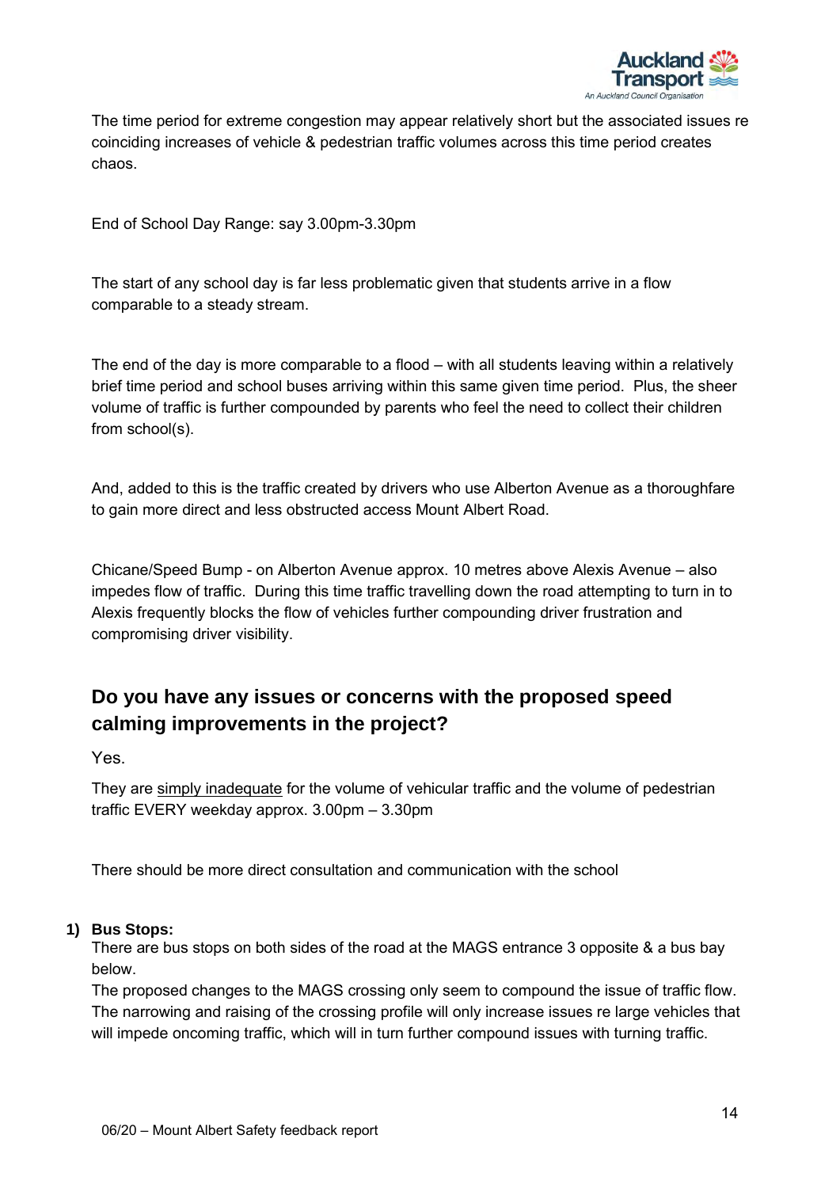The time period for extreme congestion may appear relatively short but the associated issues re coinciding increases of vehicle & pedestrian traffic volumes across this time period creates chaos.

End of School Day Range: say 3.00pm-3.30pm

The start of any school day is far less problematic given that students arrive in a flow comparable to a steady stream.

The end of the day is more comparable to a flood – with all students leaving within a relatively brief time period and school buses arriving within this same given time period. Plus, the sheer volume of traffic is further compounded by parents who feel the need to collect their children from school(s).

And, added to this is the traffic created by drivers who use Alberton Avenue as a thoroughfare to gain more direct and less obstructed access Mount Albert Road.

Chicane/Speed Bump - on Alberton Avenue approx. 10 metres above Alexis Avenue – also impedes flow of traffic. During this time traffic travelling down the road attempting to turn in to Alexis frequently blocks the flow of vehicles further compounding driver frustration and compromising driver visibility.

## Do you have any issues or concerns with the proposed speed calming improvements in the project?

Yes.

They are simply inadequate for the volume of vehicular traffic and the volume of pedestrian traffic EVERY weekday approx. 3.00pm – 3.30pm

There should be more direct consultation and communication with the school

1) **Bus Stops:**
   There are bus stops on both sides of the road at the MAGS entrance 3 opposite & a bus bay below.
   The proposed changes to the MAGS crossing only seem to compound the issue of traffic flow. The narrowing and raising of the crossing profile will only increase issues re large vehicles that will impede oncoming traffic, which will in turn further compound issues with turning traffic.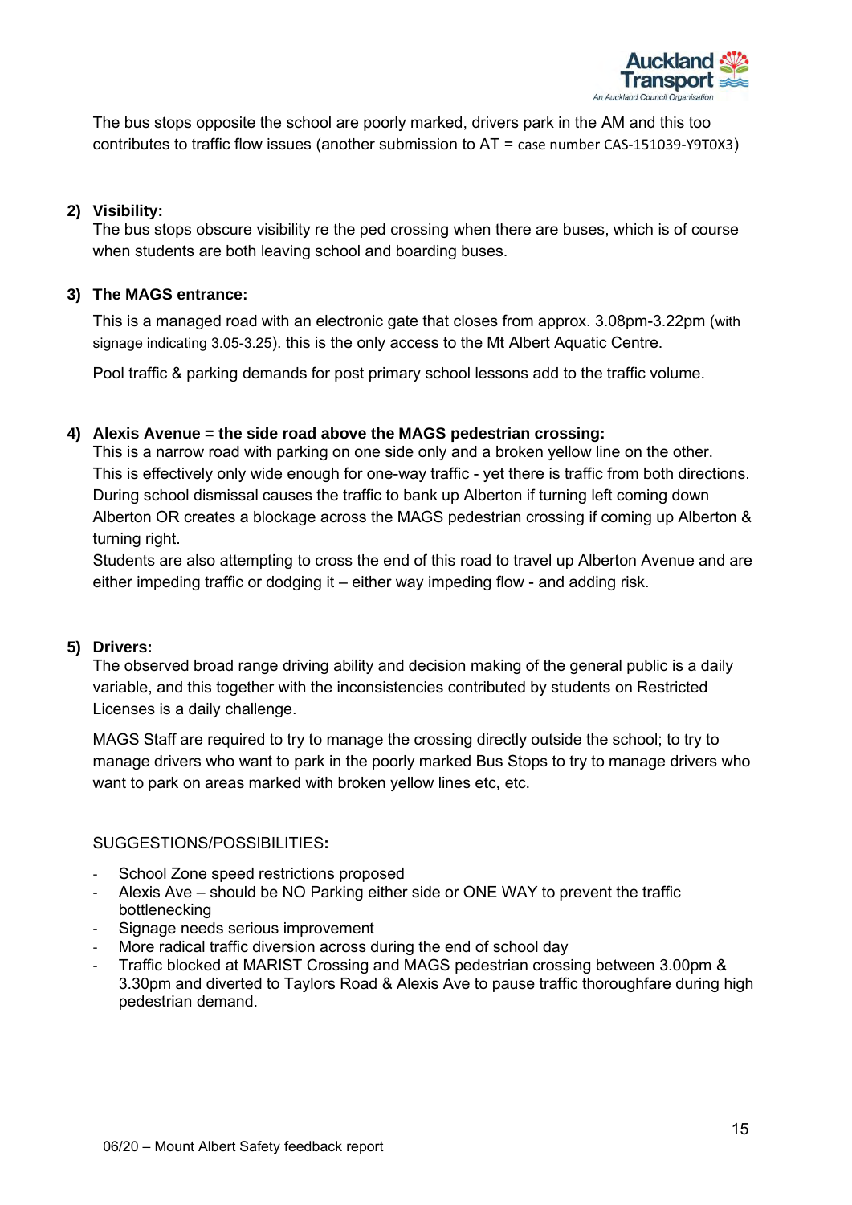The bus stops opposite the school are poorly marked, drivers park in the AM and this too contributes to traffic flow issues (another submission to AT = case number CAS-151039-Y9T0X3)

**2) Visibility:**

The bus stops obscure visibility re the ped crossing when there are buses, which is of course when students are both leaving school and boarding buses.

**3) The MAGS entrance:**

This is a managed road with an electronic gate that closes from approx. 3.08pm-3.22pm (with signage indicating 3.05-3.25). this is the only access to the Mt Albert Aquatic Centre.

Pool traffic & parking demands for post primary school lessons add to the traffic volume.

**4) Alexis Avenue = the side road above the MAGS pedestrian crossing:**

This is a narrow road with parking on one side only and a broken yellow line on the other. This is effectively only wide enough for one-way traffic - yet there is traffic from both directions. During school dismissal causes the traffic to bank up Alberton if turning left coming down Alberton OR creates a blockage across the MAGS pedestrian crossing if coming up Alberton & turning right.

Students are also attempting to cross the end of this road to travel up Alberton Avenue and are either impeding traffic or dodging it – either way impeding flow - and adding risk.

**5) Drivers:**

The observed broad range driving ability and decision making of the general public is a daily variable, and this together with the inconsistencies contributed by students on Restricted Licenses is a daily challenge.

MAGS Staff are required to try to manage the crossing directly outside the school; to try to manage drivers who want to park in the poorly marked Bus Stops to try to manage drivers who want to park on areas marked with broken yellow lines etc, etc.

SUGGESTIONS/POSSIBILITIES**:**

- School Zone speed restrictions proposed
- Alexis Ave – should be NO Parking either side or ONE WAY to prevent the traffic bottlenecking
- Signage needs serious improvement
- More radical traffic diversion across during the end of school day
- Traffic blocked at MARIST Crossing and MAGS pedestrian crossing between 3.00pm & 3.30pm and diverted to Taylors Road & Alexis Ave to pause traffic thoroughfare during high pedestrian demand.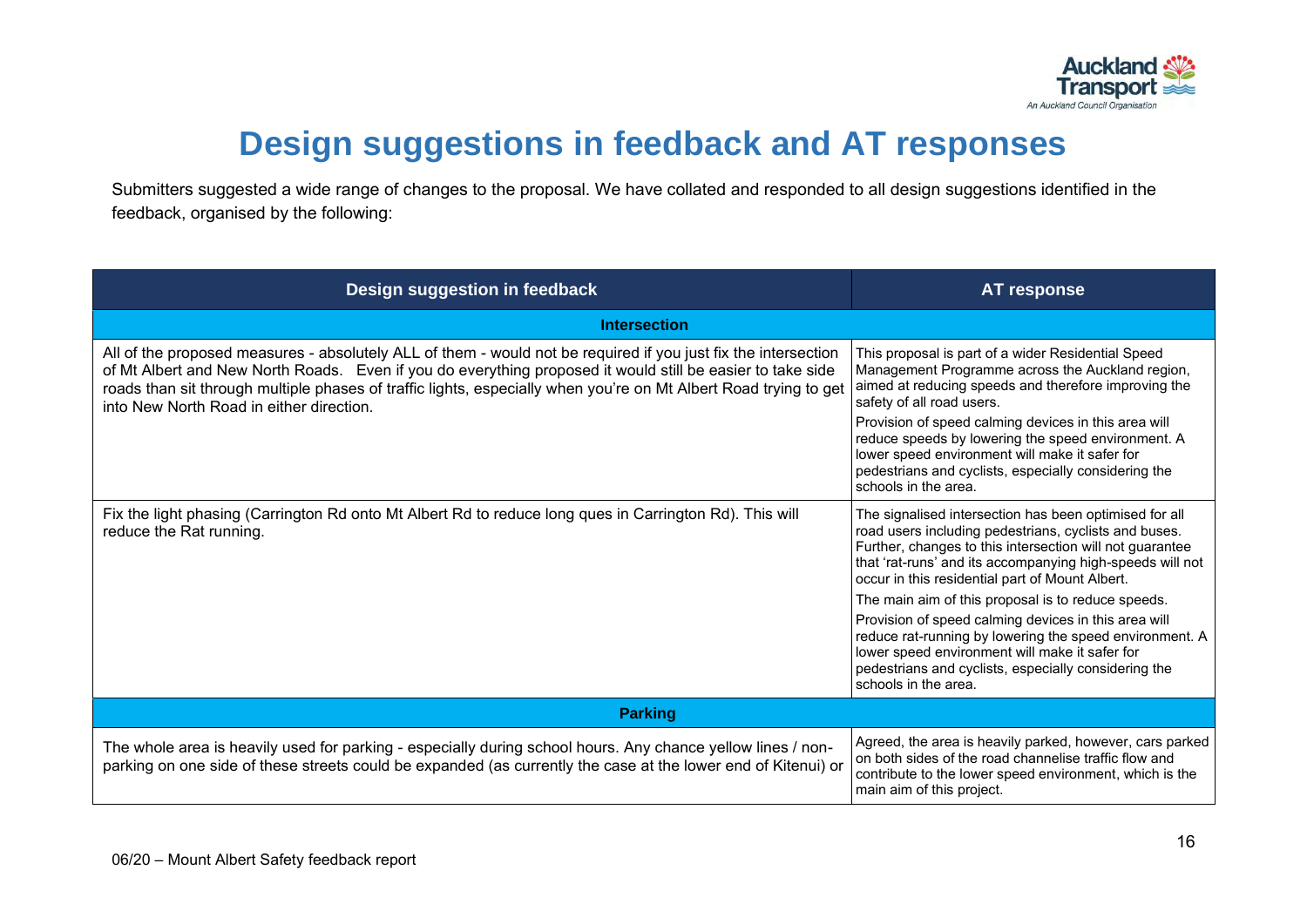# Design suggestions in feedback and AT responses

Submitters suggested a wide range of changes to the proposal. We have collated and responded to all design suggestions identified in the feedback, organised by the following:

| Design suggestion in feedback | AT response |
|---|---|
| **Intersection** | |
| All of the proposed measures - absolutely ALL of them - would not be required if you just fix the intersection of Mt Albert and New North Roads. Even if you do everything proposed it would still be easier to take side roads than sit through multiple phases of traffic lights, especially when you're on Mt Albert Road trying to get into New North Road in either direction. | This proposal is part of a wider Residential Speed Management Programme across the Auckland region, aimed at reducing speeds and therefore improving the safety of all road users.<br><br>Provision of speed calming devices in this area will reduce speeds by lowering the speed environment. A lower speed environment will make it safer for pedestrians and cyclists, especially considering the schools in the area. |
| Fix the light phasing (Carrington Rd onto Mt Albert Rd to reduce long ques in Carrington Rd). This will reduce the Rat running. | The signalised intersection has been optimised for all road users including pedestrians, cyclists and buses. Further, changes to this intersection will not guarantee that 'rat-runs' and its accompanying high-speeds will not occur in this residential part of Mount Albert.<br><br>The main aim of this proposal is to reduce speeds.<br><br>Provision of speed calming devices in this area will reduce rat-running by lowering the speed environment. A lower speed environment will make it safer for pedestrians and cyclists, especially considering the schools in the area. |
| **Parking** | |
| The whole area is heavily used for parking - especially during school hours. Any chance yellow lines / non-parking on one side of these streets could be expanded (as currently the case at the lower end of Kitenui) or | Agreed, the area is heavily parked, however, cars parked on both sides of the road channelise traffic flow and contribute to the lower speed environment, which is the main aim of this project. |

06/20 – Mount Albert Safety feedback report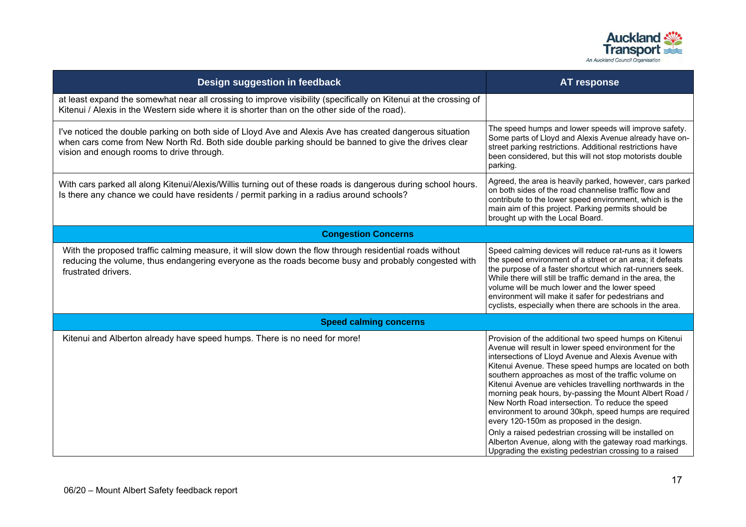| Design suggestion in feedback | AT response |
|---|---|
| at least expand the somewhat near all crossing to improve visibility (specifically on Kitenui at the crossing of Kitenui / Alexis in the Western side where it is shorter than on the other side of the road). | |
| I've noticed the double parking on both side of Lloyd Ave and Alexis Ave has created dangerous situation when cars come from New North Rd. Both side double parking should be banned to give the drives clear vision and enough rooms to drive through. | The speed humps and lower speeds will improve safety. Some parts of Lloyd and Alexis Avenue already have on-street parking restrictions. Additional restrictions have been considered, but this will not stop motorists double parking. |
| With cars parked all along Kitenui/Alexis/Willis turning out of these roads is dangerous during school hours. Is there any chance we could have residents / permit parking in a radius around schools? | Agreed, the area is heavily parked, however, cars parked on both sides of the road channelise traffic flow and contribute to the lower speed environment, which is the main aim of this project. Parking permits should be brought up with the Local Board. |
| **Congestion Concerns** | |
| With the proposed traffic calming measure, it will slow down the flow through residential roads without reducing the volume, thus endangering everyone as the roads become busy and probably congested with frustrated drivers. | Speed calming devices will reduce rat-runs as it lowers the speed environment of a street or an area; it defeats the purpose of a faster shortcut which rat-runners seek. While there will still be traffic demand in the area, the volume will be much lower and the lower speed environment will make it safer for pedestrians and cyclists, especially when there are schools in the area. |
| **Speed calming concerns** | |
| Kitenui and Alberton already have speed humps. There is no need for more! | Provision of the additional two speed humps on Kitenui Avenue will result in lower speed environment for the intersections of Lloyd Avenue and Alexis Avenue with Kitenui Avenue. These speed humps are located on both southern approaches as most of the traffic volume on Kitenui Avenue are vehicles travelling northwards in the morning peak hours, by-passing the Mount Albert Road / New North Road intersection. To reduce the speed environment to around 30kph, speed humps are required every 120-150m as proposed in the design. Only a raised pedestrian crossing will be installed on Alberton Avenue, along with the gateway road markings. Upgrading the existing pedestrian crossing to a raised |

06/20 – Mount Albert Safety feedback report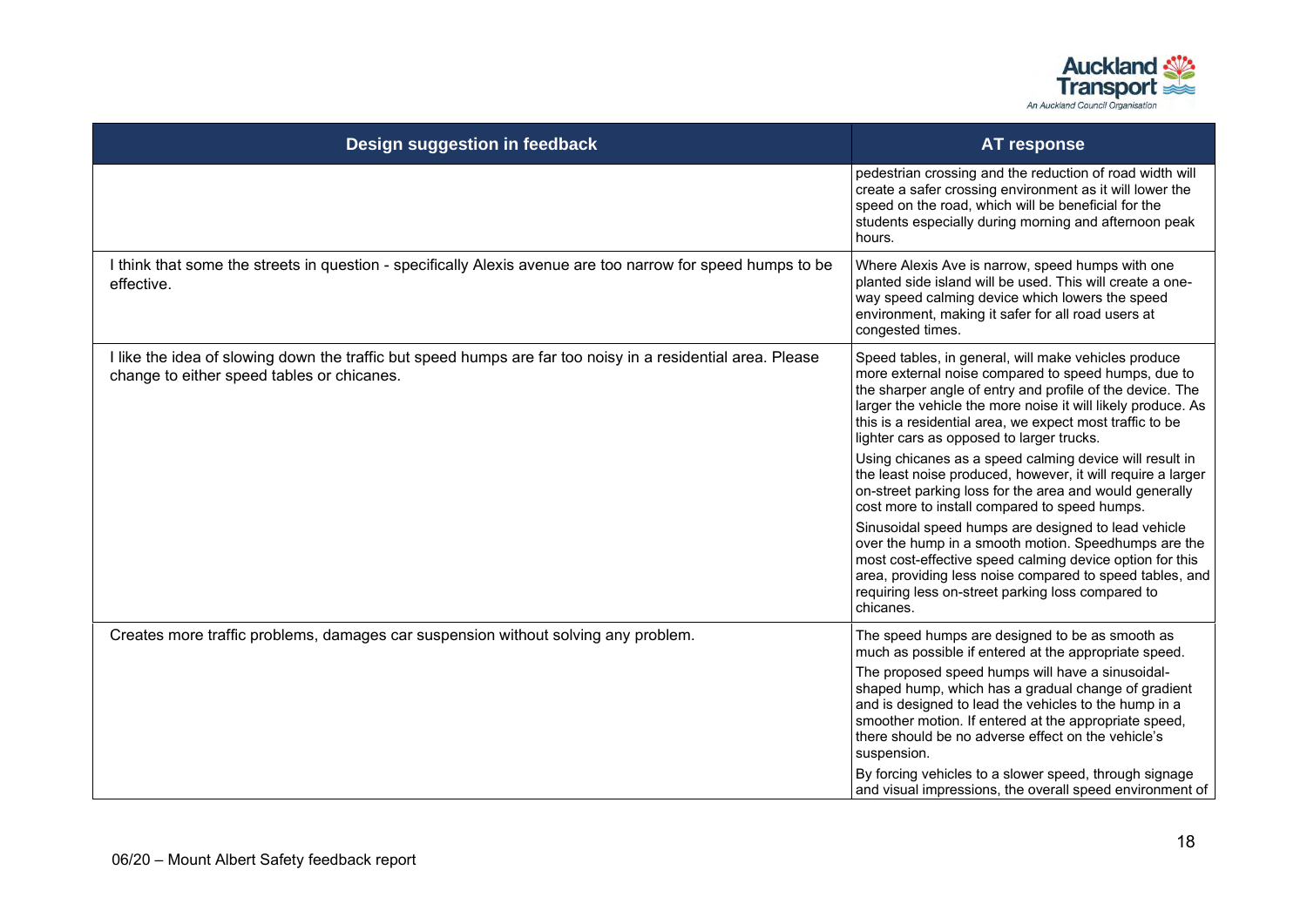| Design suggestion in feedback | AT response |
|---|---|
| | pedestrian crossing and the reduction of road width will create a safer crossing environment as it will lower the speed on the road, which will be beneficial for the students especially during morning and afternoon peak hours. |
| I think that some the streets in question - specifically Alexis avenue are too narrow for speed humps to be effective. | Where Alexis Ave is narrow, speed humps with one planted side island will be used. This will create a one-way speed calming device which lowers the speed environment, making it safer for all road users at congested times. |
| I like the idea of slowing down the traffic but speed humps are far too noisy in a residential area. Please change to either speed tables or chicanes. | Speed tables, in general, will make vehicles produce more external noise compared to speed humps, due to the sharper angle of entry and profile of the device. The larger the vehicle the more noise it will likely produce. As this is a residential area, we expect most traffic to be lighter cars as opposed to larger trucks.<br><br>Using chicanes as a speed calming device will result in the least noise produced, however, it will require a larger on-street parking loss for the area and would generally cost more to install compared to speed humps.<br><br>Sinusoidal speed humps are designed to lead vehicle over the hump in a smooth motion. Speedhumps are the most cost-effective speed calming device option for this area, providing less noise compared to speed tables, and requiring less on-street parking loss compared to chicanes. |
| Creates more traffic problems, damages car suspension without solving any problem. | The speed humps are designed to be as smooth as much as possible if entered at the appropriate speed.<br><br>The proposed speed humps will have a sinusoidal-shaped hump, which has a gradual change of gradient and is designed to lead the vehicles to the hump in a smoother motion. If entered at the appropriate speed, there should be no adverse effect on the vehicle's suspension.<br><br>By forcing vehicles to a slower speed, through signage and visual impressions, the overall speed environment of |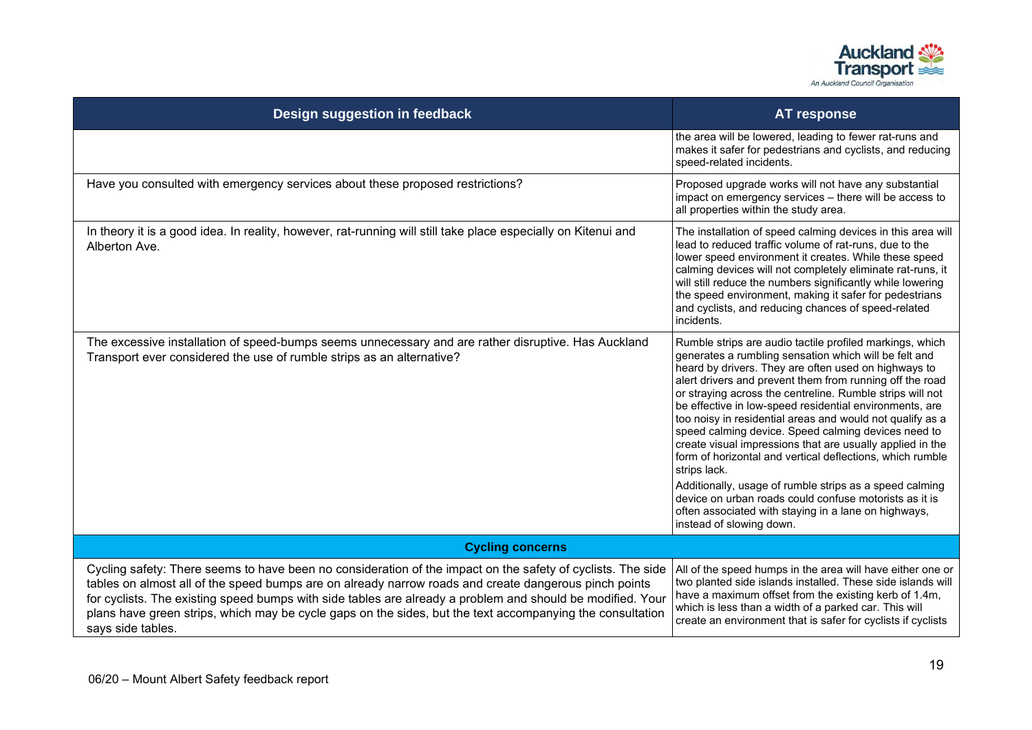| Design suggestion in feedback | AT response |
|---|---|
| | the area will be lowered, leading to fewer rat-runs and makes it safer for pedestrians and cyclists, and reducing speed-related incidents. |
| Have you consulted with emergency services about these proposed restrictions? | Proposed upgrade works will not have any substantial impact on emergency services – there will be access to all properties within the study area. |
| In theory it is a good idea. In reality, however, rat-running will still take place especially on Kitenui and Alberton Ave. | The installation of speed calming devices in this area will lead to reduced traffic volume of rat-runs, due to the lower speed environment it creates. While these speed calming devices will not completely eliminate rat-runs, it will still reduce the numbers significantly while lowering the speed environment, making it safer for pedestrians and cyclists, and reducing chances of speed-related incidents. |
| The excessive installation of speed-bumps seems unnecessary and are rather disruptive. Has Auckland Transport ever considered the use of rumble strips as an alternative? | Rumble strips are audio tactile profiled markings, which generates a rumbling sensation which will be felt and heard by drivers. They are often used on highways to alert drivers and prevent them from running off the road or straying across the centreline. Rumble strips will not be effective in low-speed residential environments, are too noisy in residential areas and would not qualify as a speed calming device. Speed calming devices need to create visual impressions that are usually applied in the form of horizontal and vertical deflections, which rumble strips lack.<br><br>Additionally, usage of rumble strips as a speed calming device on urban roads could confuse motorists as it is often associated with staying in a lane on highways, instead of slowing down. |
| **Cycling concerns** | |
| Cycling safety: There seems to have been no consideration of the impact on the safety of cyclists. The side tables on almost all of the speed bumps are on already narrow roads and create dangerous pinch points for cyclists. The existing speed bumps with side tables are already a problem and should be modified. Your plans have green strips, which may be cycle gaps on the sides, but the text accompanying the consultation says side tables. | All of the speed humps in the area will have either one or two planted side islands installed. These side islands will have a maximum offset from the existing kerb of 1.4m, which is less than a width of a parked car. This will create an environment that is safer for cyclists if cyclists |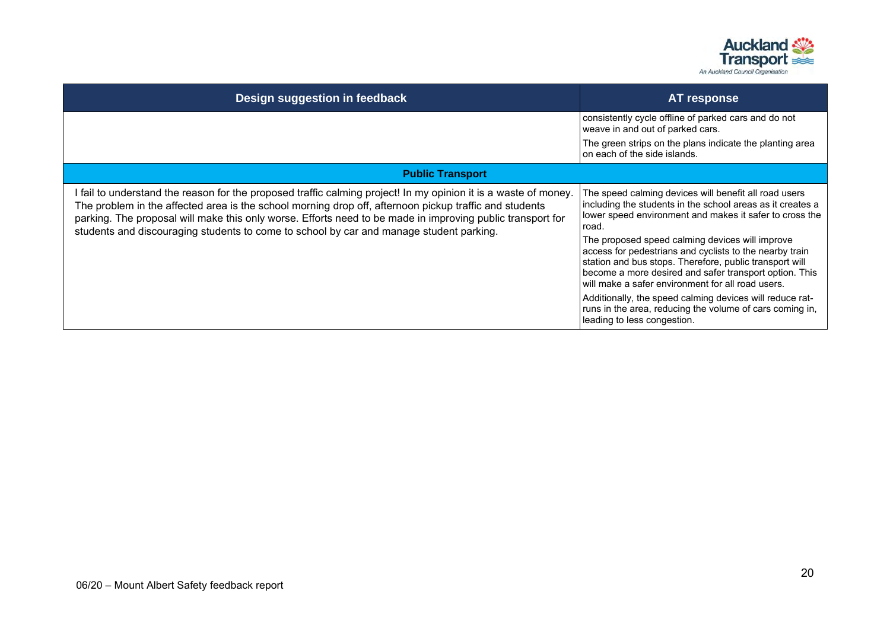| Design suggestion in feedback | AT response |
|---|---|
| | consistently cycle offline of parked cars and do not weave in and out of parked cars.<br>The green strips on the plans indicate the planting area on each of the side islands. |
| **Public Transport** | |
| I fail to understand the reason for the proposed traffic calming project! In my opinion it is a waste of money. The problem in the affected area is the school morning drop off, afternoon pickup traffic and students parking. The proposal will make this only worse. Efforts need to be made in improving public transport for students and discouraging students to come to school by car and manage student parking. | The speed calming devices will benefit all road users including the students in the school areas as it creates a lower speed environment and makes it safer to cross the road.<br>The proposed speed calming devices will improve access for pedestrians and cyclists to the nearby train station and bus stops. Therefore, public transport will become a more desired and safer transport option. This will make a safer environment for all road users.<br>Additionally, the speed calming devices will reduce rat-runs in the area, reducing the volume of cars coming in, leading to less congestion. |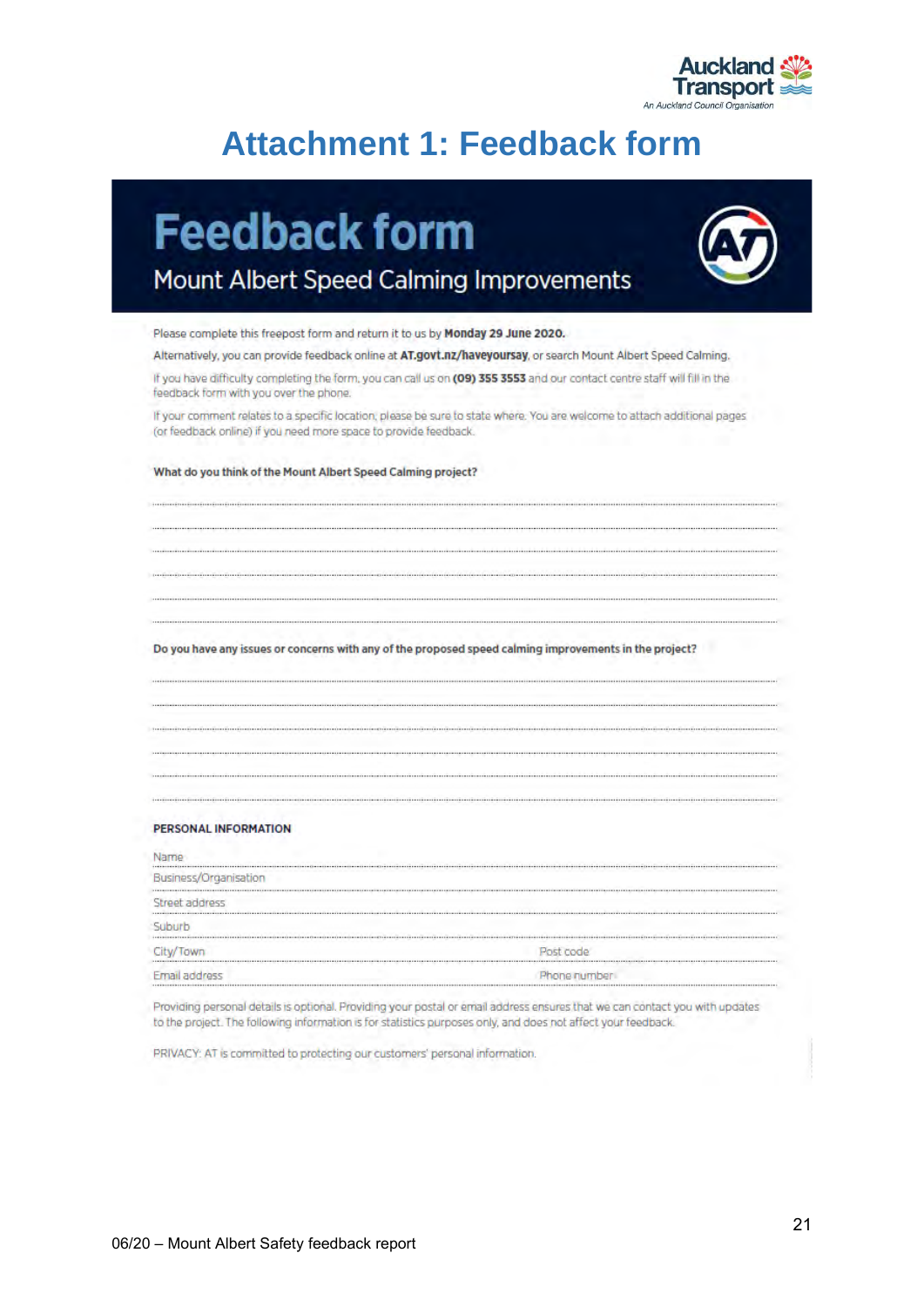# Attachment 1: Feedback form

## Feedback form

Mount Albert Speed Calming Improvements

Please complete this freepost form and return it to us by **Monday 29 June 2020.**

Alternatively, you can provide feedback online at **AT.govt.nz/haveyoursay**, or search Mount Albert Speed Calming.

If you have difficulty completing the form, you can call us on **(09) 355 3553** and our contact centre staff will fill in the feedback form with you over the phone.

If your comment relates to a specific location, please be sure to state where. You are welcome to attach additional pages (or feedback online) if you need more space to provide feedback.

**What do you think of the Mount Albert Speed Calming project?**

.............................................................................................................................................

.............................................................................................................................................

.............................................................................................................................................

.............................................................................................................................................

.............................................................................................................................................

.............................................................................................................................................

**Do you have any issues or concerns with any of the proposed speed calming improvements in the project?**

.............................................................................................................................................

.............................................................................................................................................

.............................................................................................................................................

.............................................................................................................................................

.............................................................................................................................................

.............................................................................................................................................

**PERSONAL INFORMATION**

Name .............................................................................................................................................

Business/Organisation .............................................................................................................................................

Street address .............................................................................................................................................

Suburb .............................................................................................................................................

City/Town .................................................................. Post code ..................................................................

Email address .................................................................. Phone number ..................................................................

Providing personal details is optional. Providing your postal or email address ensures that we can contact you with updates to the project. The following information is for statistics purposes only, and does not affect your feedback.

PRIVACY: AT is committed to protecting our customers' personal information.